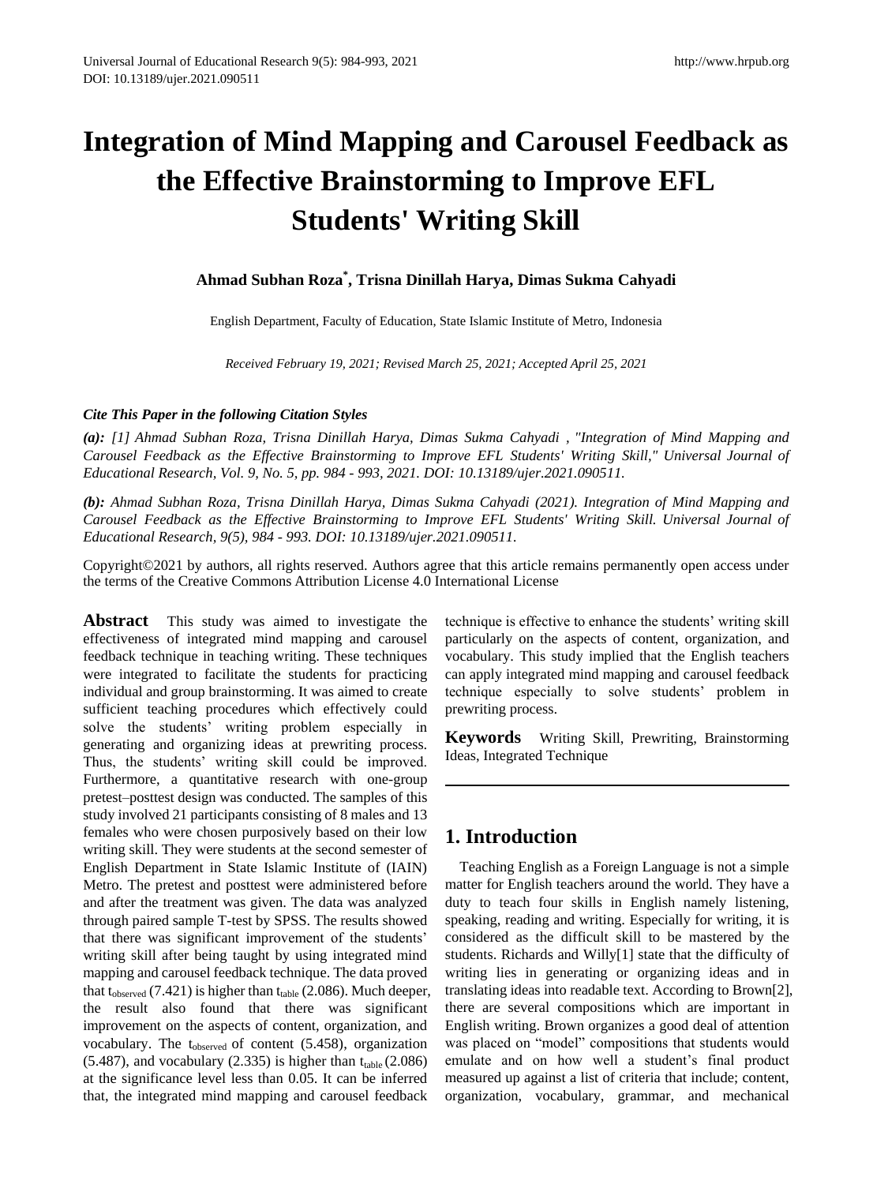# Integration of Mind Mapping and Carousel Feedback as the Effective Brainstorming to Improve EFL Students' Writing Skill

**Ahmad Subhan Roza*, Trisna Dinillah Harya, Dimas Sukma Cahyadi**

English Department, Faculty of Education, State Islamic Institute of Metro, Indonesia

*Received February 19, 2021; Revised March 25, 2021; Accepted April 25, 2021*

***Cite This Paper in the following Citation Styles***

***(a):*** *[1] Ahmad Subhan Roza, Trisna Dinillah Harya, Dimas Sukma Cahyadi , "Integration of Mind Mapping and Carousel Feedback as the Effective Brainstorming to Improve EFL Students' Writing Skill," Universal Journal of Educational Research, Vol. 9, No. 5, pp. 984 - 993, 2021. DOI: 10.13189/ujer.2021.090511.*

***(b):*** *Ahmad Subhan Roza, Trisna Dinillah Harya, Dimas Sukma Cahyadi (2021). Integration of Mind Mapping and Carousel Feedback as the Effective Brainstorming to Improve EFL Students' Writing Skill. Universal Journal of Educational Research, 9(5), 984 - 993. DOI: 10.13189/ujer.2021.090511.*

Copyright©2021 by authors, all rights reserved. Authors agree that this article remains permanently open access under the terms of the Creative Commons Attribution License 4.0 International License

**Abstract** This study was aimed to investigate the effectiveness of integrated mind mapping and carousel feedback technique in teaching writing. These techniques were integrated to facilitate the students for practicing individual and group brainstorming. It was aimed to create sufficient teaching procedures which effectively could solve the students' writing problem especially in generating and organizing ideas at prewriting process. Thus, the students' writing skill could be improved. Furthermore, a quantitative research with one-group pretest–posttest design was conducted. The samples of this study involved 21 participants consisting of 8 males and 13 females who were chosen purposively based on their low writing skill. They were students at the second semester of English Department in State Islamic Institute of (IAIN) Metro. The pretest and posttest were administered before and after the treatment was given. The data was analyzed through paired sample T-test by SPSS. The results showed that there was significant improvement of the students' writing skill after being taught by using integrated mind mapping and carousel feedback technique. The data proved that $t_{observed}$ (7.421) is higher than $t_{table}$ (2.086). Much deeper, the result also found that there was significant improvement on the aspects of content, organization, and vocabulary. The $t_{observed}$ of content (5.458), organization (5.487), and vocabulary (2.335) is higher than $t_{table}$ (2.086) at the significance level less than 0.05. It can be inferred that, the integrated mind mapping and carousel feedback technique is effective to enhance the students' writing skill particularly on the aspects of content, organization, and vocabulary. This study implied that the English teachers can apply integrated mind mapping and carousel feedback technique especially to solve students' problem in prewriting process.

**Keywords** Writing Skill, Prewriting, Brainstorming Ideas, Integrated Technique

## 1. Introduction

Teaching English as a Foreign Language is not a simple matter for English teachers around the world. They have a duty to teach four skills in English namely listening, speaking, reading and writing. Especially for writing, it is considered as the difficult skill to be mastered by the students. Richards and Willy[1] state that the difficulty of writing lies in generating or organizing ideas and in translating ideas into readable text. According to Brown[2], there are several compositions which are important in English writing. Brown organizes a good deal of attention was placed on "model" compositions that students would emulate and on how well a student's final product measured up against a list of criteria that include; content, organization, vocabulary, grammar, and mechanical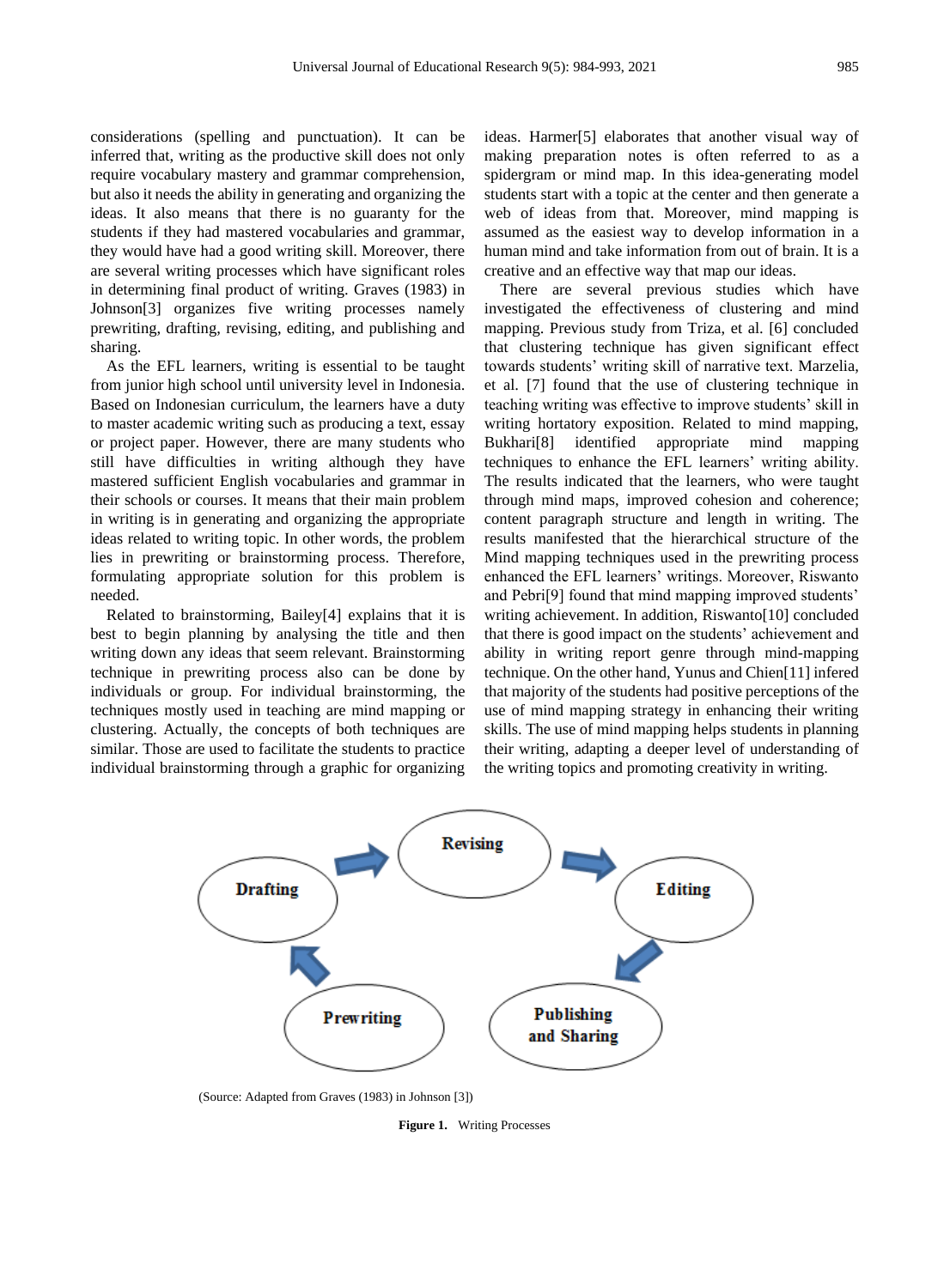considerations (spelling and punctuation). It can be inferred that, writing as the productive skill does not only require vocabulary mastery and grammar comprehension, but also it needs the ability in generating and organizing the ideas. It also means that there is no guaranty for the students if they had mastered vocabularies and grammar, they would have had a good writing skill. Moreover, there are several writing processes which have significant roles in determining final product of writing. Graves (1983) in Johnson[3] organizes five writing processes namely prewriting, drafting, revising, editing, and publishing and sharing.

As the EFL learners, writing is essential to be taught from junior high school until university level in Indonesia. Based on Indonesian curriculum, the learners have a duty to master academic writing such as producing a text, essay or project paper. However, there are many students who still have difficulties in writing although they have mastered sufficient English vocabularies and grammar in their schools or courses. It means that their main problem in writing is in generating and organizing the appropriate ideas related to writing topic. In other words, the problem lies in prewriting or brainstorming process. Therefore, formulating appropriate solution for this problem is needed.

Related to brainstorming, Bailey[4] explains that it is best to begin planning by analysing the title and then writing down any ideas that seem relevant. Brainstorming technique in prewriting process also can be done by individuals or group. For individual brainstorming, the techniques mostly used in teaching are mind mapping or clustering. Actually, the concepts of both techniques are similar. Those are used to facilitate the students to practice individual brainstorming through a graphic for organizing ideas. Harmer[5] elaborates that another visual way of making preparation notes is often referred to as a spidergram or mind map. In this idea-generating model students start with a topic at the center and then generate a web of ideas from that. Moreover, mind mapping is assumed as the easiest way to develop information in a human mind and take information from out of brain. It is a creative and an effective way that map our ideas.

There are several previous studies which have investigated the effectiveness of clustering and mind mapping. Previous study from Triza, et al. [6] concluded that clustering technique has given significant effect towards students' writing skill of narrative text. Marzelia, et al. [7] found that the use of clustering technique in teaching writing was effective to improve students' skill in writing hortatory exposition. Related to mind mapping, Bukhari[8] identified appropriate mind mapping techniques to enhance the EFL learners' writing ability. The results indicated that the learners, who were taught through mind maps, improved cohesion and coherence; content paragraph structure and length in writing. The results manifested that the hierarchical structure of the Mind mapping techniques used in the prewriting process enhanced the EFL learners' writings. Moreover, Riswanto and Pebri[9] found that mind mapping improved students' writing achievement. In addition, Riswanto[10] concluded that there is good impact on the students' achievement and ability in writing report genre through mind-mapping technique. On the other hand, Yunus and Chien[11] infered that majority of the students had positive perceptions of the use of mind mapping strategy in enhancing their writing skills. The use of mind mapping helps students in planning their writing, adapting a deeper level of understanding of the writing topics and promoting creativity in writing.

Prewriting → Drafting → Revising → Editing → Publishing and Sharing

(Source: Adapted from Graves (1983) in Johnson [3])

**Figure 1.** Writing Processes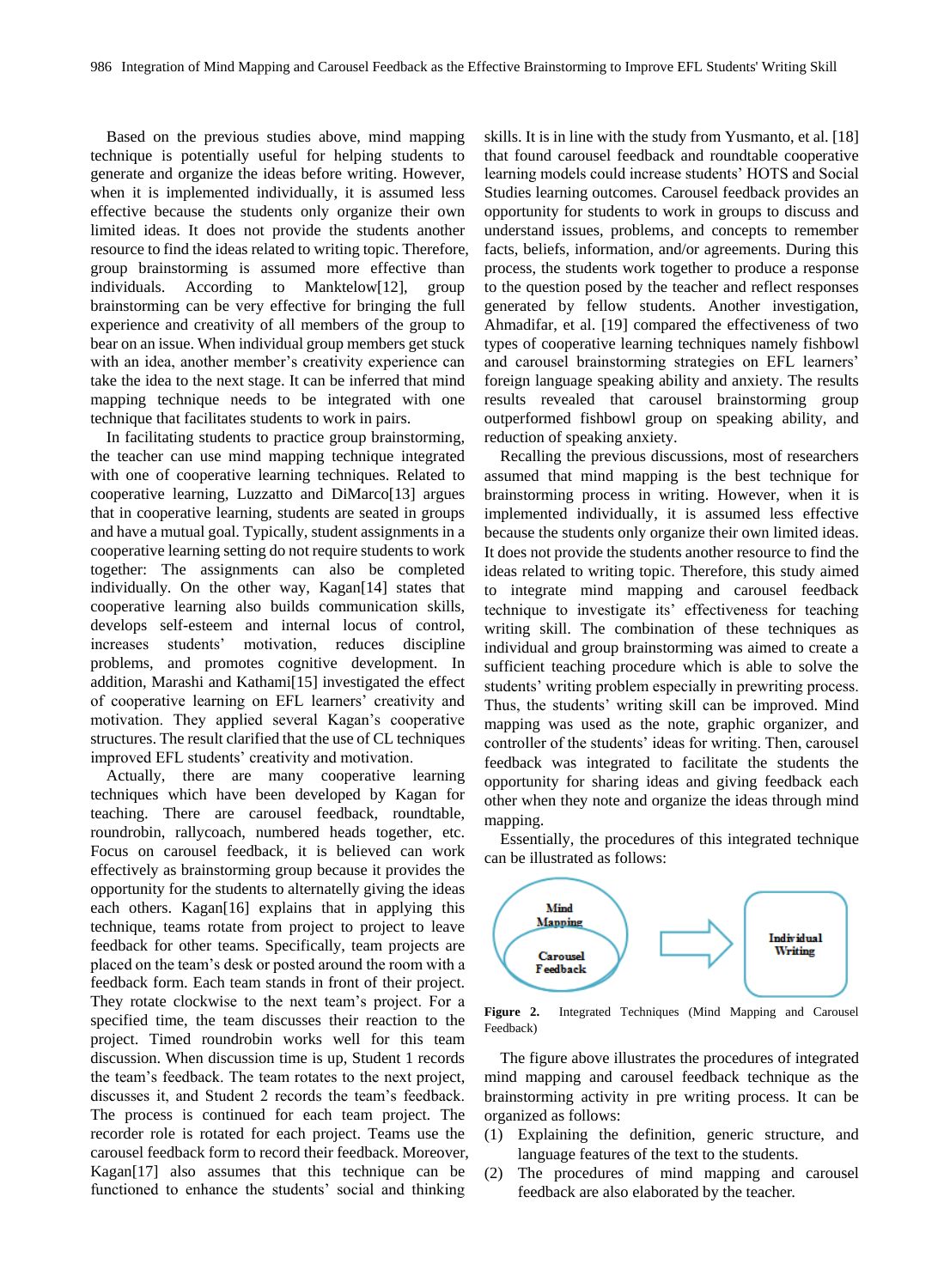Based on the previous studies above, mind mapping technique is potentially useful for helping students to generate and organize the ideas before writing. However, when it is implemented individually, it is assumed less effective because the students only organize their own limited ideas. It does not provide the students another resource to find the ideas related to writing topic. Therefore, group brainstorming is assumed more effective than individuals. According to Manktelow[12], group brainstorming can be very effective for bringing the full experience and creativity of all members of the group to bear on an issue. When individual group members get stuck with an idea, another member's creativity experience can take the idea to the next stage. It can be inferred that mind mapping technique needs to be integrated with one technique that facilitates students to work in pairs.

In facilitating students to practice group brainstorming, the teacher can use mind mapping technique integrated with one of cooperative learning techniques. Related to cooperative learning, Luzzatto and DiMarco[13] argues that in cooperative learning, students are seated in groups and have a mutual goal. Typically, student assignments in a cooperative learning setting do not require students to work together: The assignments can also be completed individually. On the other way, Kagan[14] states that cooperative learning also builds communication skills, develops self-esteem and internal locus of control, increases students' motivation, reduces discipline problems, and promotes cognitive development. In addition, Marashi and Kathami[15] investigated the effect of cooperative learning on EFL learners' creativity and motivation. They applied several Kagan's cooperative structures. The result clarified that the use of CL techniques improved EFL students' creativity and motivation.

Actually, there are many cooperative learning techniques which have been developed by Kagan for teaching. There are carousel feedback, roundtable, roundrobin, rallycoach, numbered heads together, etc. Focus on carousel feedback, it is believed can work effectively as brainstorming group because it provides the opportunity for the students to alternately giving the ideas each others. Kagan[16] explains that in applying this technique, teams rotate from project to project to leave feedback for other teams. Specifically, team projects are placed on the team's desk or posted around the room with a feedback form. Each team stands in front of their project. They rotate clockwise to the next team's project. For a specified time, the team discusses their reaction to the project. Timed roundrobin works well for this team discussion. When discussion time is up, Student 1 records the team's feedback. The team rotates to the next project, discusses it, and Student 2 records the team's feedback. The process is continued for each team project. The recorder role is rotated for each project. Teams use the carousel feedback form to record their feedback. Moreover, Kagan[17] also assumes that this technique can be functioned to enhance the students' social and thinking skills. It is in line with the study from Yusmanto, et al. [18] that found carousel feedback and roundtable cooperative learning models could increase students' HOTS and Social Studies learning outcomes. Carousel feedback provides an opportunity for students to work in groups to discuss and understand issues, problems, and concepts to remember facts, beliefs, information, and/or agreements. During this process, the students work together to produce a response to the question posed by the teacher and reflect responses generated by fellow students. Another investigation, Ahmadifar, et al. [19] compared the effectiveness of two types of cooperative learning techniques namely fishbowl and carousel brainstorming strategies on EFL learners' foreign language speaking ability and anxiety. The results results revealed that carousel brainstorming group outperformed fishbowl group on speaking ability, and reduction of speaking anxiety.

Recalling the previous discussions, most of researchers assumed that mind mapping is the best technique for brainstorming process in writing. However, when it is implemented individually, it is assumed less effective because the students only organize their own limited ideas. It does not provide the students another resource to find the ideas related to writing topic. Therefore, this study aimed to integrate mind mapping and carousel feedback technique to investigate its' effectiveness for teaching writing skill. The combination of these techniques as individual and group brainstorming was aimed to create a sufficient teaching procedure which is able to solve the students' writing problem especially in prewriting process. Thus, the students' writing skill can be improved. Mind mapping was used as the note, graphic organizer, and controller of the students' ideas for writing. Then, carousel feedback was integrated to facilitate the students the opportunity for sharing ideas and giving feedback each other when they note and organize the ideas through mind mapping.

Essentially, the procedures of this integrated technique can be illustrated as follows:

Mind Mapping / Carousel Feedback → Individual Writing

**Figure 2.** Integrated Techniques (Mind Mapping and Carousel Feedback)

The figure above illustrates the procedures of integrated mind mapping and carousel feedback technique as the brainstorming activity in pre writing process. It can be organized as follows:

(1) Explaining the definition, generic structure, and language features of the text to the students.
(2) The procedures of mind mapping and carousel feedback are also elaborated by the teacher.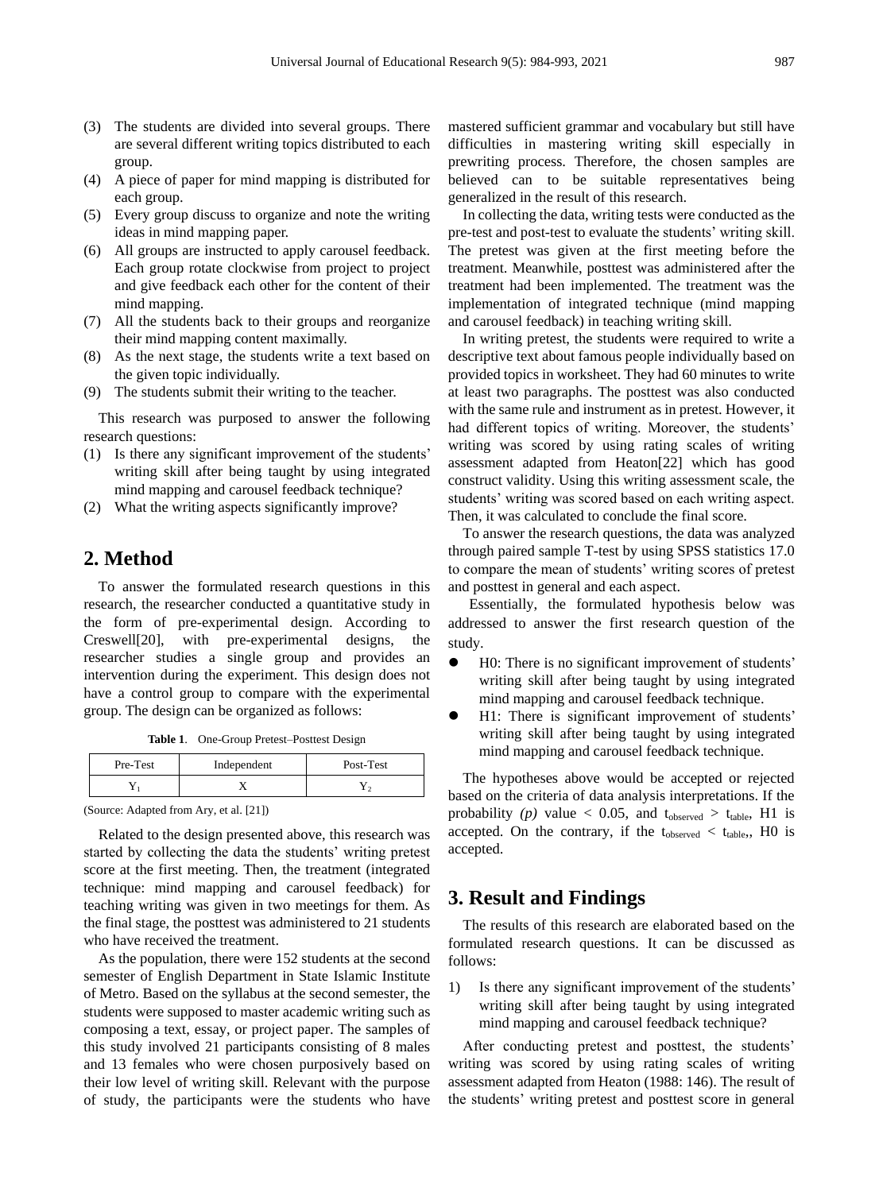(3) The students are divided into several groups. There are several different writing topics distributed to each group.
(4) A piece of paper for mind mapping is distributed for each group.
(5) Every group discuss to organize and note the writing ideas in mind mapping paper.
(6) All groups are instructed to apply carousel feedback. Each group rotate clockwise from project to project and give feedback each other for the content of their mind mapping.
(7) All the students back to their groups and reorganize their mind mapping content maximally.
(8) As the next stage, the students write a text based on the given topic individually.
(9) The students submit their writing to the teacher.

This research was purposed to answer the following research questions:

(1) Is there any significant improvement of the students' writing skill after being taught by using integrated mind mapping and carousel feedback technique?
(2) What the writing aspects significantly improve?

## 2. Method

To answer the formulated research questions in this research, the researcher conducted a quantitative study in the form of pre-experimental design. According to Creswell[20], with pre-experimental designs, the researcher studies a single group and provides an intervention during the experiment. This design does not have a control group to compare with the experimental group. The design can be organized as follows:

**Table 1**. One-Group Pretest–Posttest Design

| Pre-Test | Independent | Post-Test |
|---|---|---|
| $Y_1$ | X | $Y_2$ |

(Source: Adapted from Ary, et al. [21])

Related to the design presented above, this research was started by collecting the data the students' writing pretest score at the first meeting. Then, the treatment (integrated technique: mind mapping and carousel feedback) for teaching writing was given in two meetings for them. As the final stage, the posttest was administered to 21 students who have received the treatment.

As the population, there were 152 students at the second semester of English Department in State Islamic Institute of Metro. Based on the syllabus at the second semester, the students were supposed to master academic writing such as composing a text, essay, or project paper. The samples of this study involved 21 participants consisting of 8 males and 13 females who were chosen purposively based on their low level of writing skill. Relevant with the purpose of study, the participants were the students who have mastered sufficient grammar and vocabulary but still have difficulties in mastering writing skill especially in prewriting process. Therefore, the chosen samples are believed can to be suitable representatives being generalized in the result of this research.

In collecting the data, writing tests were conducted as the pre-test and post-test to evaluate the students' writing skill. The pretest was given at the first meeting before the treatment. Meanwhile, posttest was administered after the treatment had been implemented. The treatment was the implementation of integrated technique (mind mapping and carousel feedback) in teaching writing skill.

In writing pretest, the students were required to write a descriptive text about famous people individually based on provided topics in worksheet. They had 60 minutes to write at least two paragraphs. The posttest was also conducted with the same rule and instrument as in pretest. However, it had different topics of writing. Moreover, the students' writing was scored by using rating scales of writing assessment adapted from Heaton[22] which has good construct validity. Using this writing assessment scale, the students' writing was scored based on each writing aspect. Then, it was calculated to conclude the final score.

To answer the research questions, the data was analyzed through paired sample T-test by using SPSS statistics 17.0 to compare the mean of students' writing scores of pretest and posttest in general and each aspect.

Essentially, the formulated hypothesis below was addressed to answer the first research question of the study.

- H0: There is no significant improvement of students' writing skill after being taught by using integrated mind mapping and carousel feedback technique.
- H1: There is significant improvement of students' writing skill after being taught by using integrated mind mapping and carousel feedback technique.

The hypotheses above would be accepted or rejected based on the criteria of data analysis interpretations. If the probability *(p)* value $< 0.05$, and $t_{observed} > t_{table}$, H1 is accepted. On the contrary, if the $t_{observed} < t_{table}$,, H0 is accepted.

## 3. Result and Findings

The results of this research are elaborated based on the formulated research questions. It can be discussed as follows:

1) Is there any significant improvement of the students' writing skill after being taught by using integrated mind mapping and carousel feedback technique?

After conducting pretest and posttest, the students' writing was scored by using rating scales of writing assessment adapted from Heaton (1988: 146). The result of the students' writing pretest and posttest score in general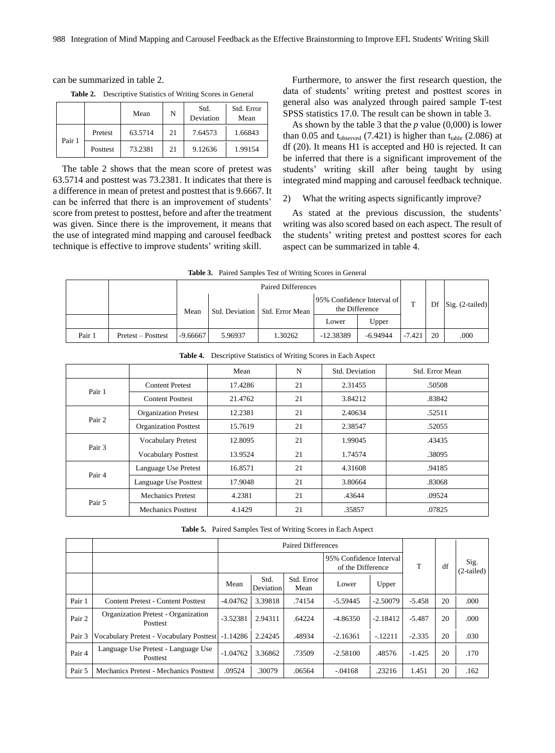can be summarized in table 2.

**Table 2.** Descriptive Statistics of Writing Scores in General

| | | Mean | N | Std. Deviation | Std. Error Mean |
|---|---|---|---|---|---|
| Pair 1 | Pretest | 63.5714 | 21 | 7.64573 | 1.66843 |
| | Posttest | 73.2381 | 21 | 9.12636 | 1.99154 |

The table 2 shows that the mean score of pretest was 63.5714 and posttest was 73.2381. It indicates that there is a difference in mean of pretest and posttest that is 9.6667. It can be inferred that there is an improvement of students' score from pretest to posttest, before and after the treatment was given. Since there is the improvement, it means that the use of integrated mind mapping and carousel feedback technique is effective to improve students' writing skill.

Furthermore, to answer the first research question, the data of students' writing pretest and posttest scores in general also was analyzed through paired sample T-test SPSS statistics 17.0. The result can be shown in table 3.

As shown by the table 3 that the *p* value (0,000) is lower than 0.05 and $t_{observed}$ (7.421) is higher than $t_{table}$ (2.086) at df (20). It means H1 is accepted and H0 is rejected. It can be inferred that there is a significant improvement of the students' writing skill after being taught by using integrated mind mapping and carousel feedback technique.

2) What the writing aspects significantly improve?

As stated at the previous discussion, the students' writing was also scored based on each aspect. The result of the students' writing pretest and posttest scores for each aspect can be summarized in table 4.

**Table 3.** Paired Samples Test of Writing Scores in General

| | | Paired Differences | | | | | T | Df | Sig. (2-tailed) |
|---|---|---|---|---|---|---|---|---|---|
| | | Mean | Std. Deviation | Std. Error Mean | 95% Confidence Interval of the Difference | | | | |
| | | | | | Lower | Upper | | | |
| Pair 1 | Pretest – Posttest | -9.66667 | 5.96937 | 1.30262 | -12.38389 | -6.94944 | -7.421 | 20 | .000 |

**Table 4.** Descriptive Statistics of Writing Scores in Each Aspect

| | | Mean | N | Std. Deviation | Std. Error Mean |
|---|---|---|---|---|---|
| Pair 1 | Content Pretest | 17.4286 | 21 | 2.31455 | .50508 |
| | Content Posttest | 21.4762 | 21 | 3.84212 | .83842 |
| Pair 2 | Organization Pretest | 12.2381 | 21 | 2.40634 | .52511 |
| | Organization Posttest | 15.7619 | 21 | 2.38547 | .52055 |
| Pair 3 | Vocabulary Pretest | 12.8095 | 21 | 1.99045 | .43435 |
| | Vocabulary Posttest | 13.9524 | 21 | 1.74574 | .38095 |
| Pair 4 | Language Use Pretest | 16.8571 | 21 | 4.31608 | .94185 |
| | Language Use Posttest | 17.9048 | 21 | 3.80664 | .83068 |
| Pair 5 | Mechanics Pretest | 4.2381 | 21 | .43644 | .09524 |
| | Mechanics Posttest | 4.1429 | 21 | .35857 | .07825 |

**Table 5.** Paired Samples Test of Writing Scores in Each Aspect

| | | Paired Differences | | | | | T | df | Sig. (2-tailed) |
|---|---|---|---|---|---|---|---|---|---|
| | | | | | 95% Confidence Interval of the Difference | | | | |
| | | Mean | Std. Deviation | Std. Error Mean | Lower | Upper | | | |
| Pair 1 | Content Pretest - Content Posttest | -4.04762 | 3.39818 | .74154 | -5.59445 | -2.50079 | -5.458 | 20 | .000 |
| Pair 2 | Organization Pretest - Organization Posttest | -3.52381 | 2.94311 | .64224 | -4.86350 | -2.18412 | -5.487 | 20 | .000 |
| Pair 3 | Vocabulary Pretest - Vocabulary Posttest | -1.14286 | 2.24245 | .48934 | -2.16361 | -.12211 | -2.335 | 20 | .030 |
| Pair 4 | Language Use Pretest - Language Use Posttest | -1.04762 | 3.36862 | .73509 | -2.58100 | .48576 | -1.425 | 20 | .170 |
| Pair 5 | Mechanics Pretest - Mechanics Posttest | .09524 | .30079 | .06564 | -.04168 | .23216 | 1.451 | 20 | .162 |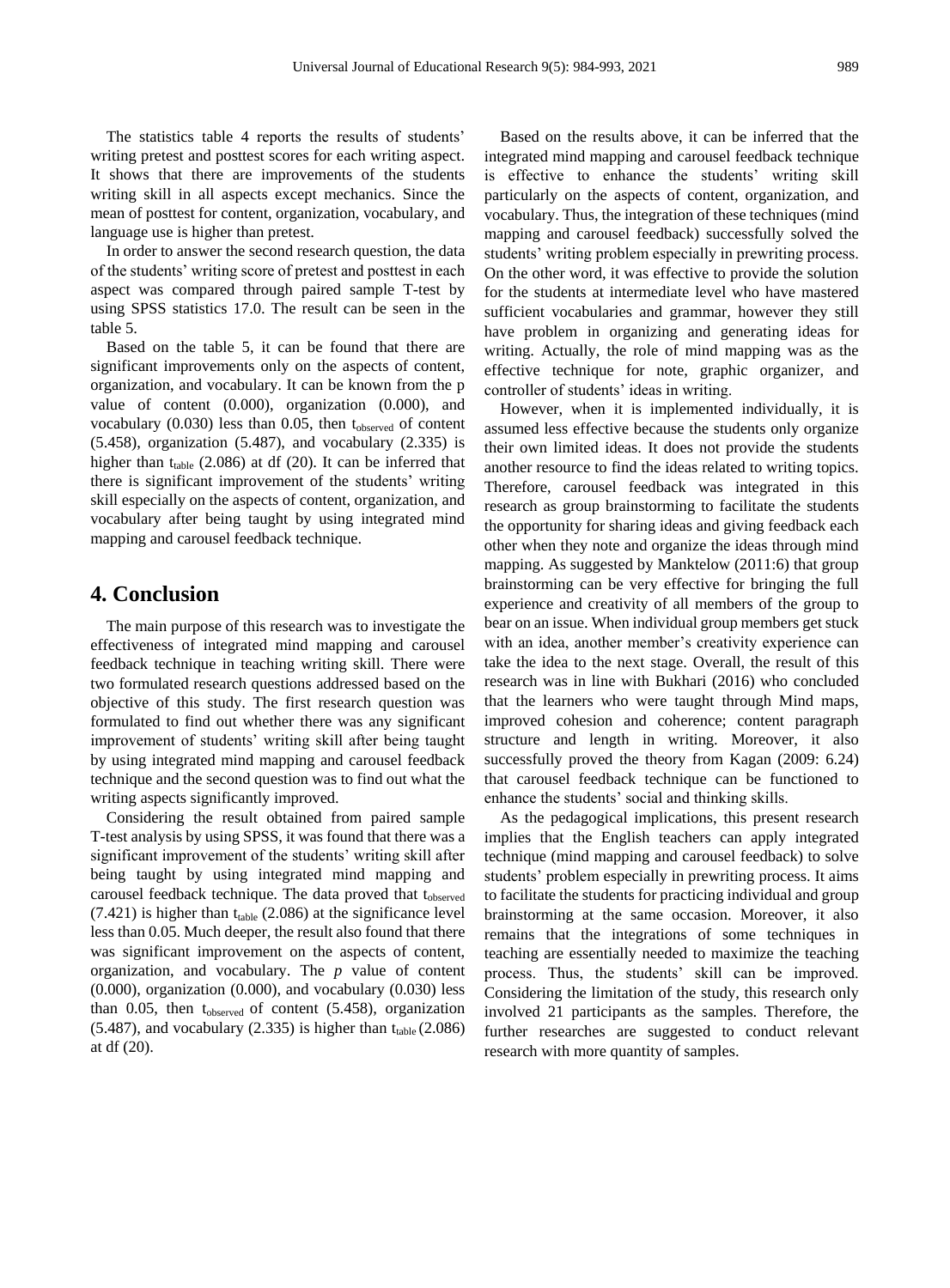The statistics table 4 reports the results of students' writing pretest and posttest scores for each writing aspect. It shows that there are improvements of the students writing skill in all aspects except mechanics. Since the mean of posttest for content, organization, vocabulary, and language use is higher than pretest.

In order to answer the second research question, the data of the students' writing score of pretest and posttest in each aspect was compared through paired sample T-test by using SPSS statistics 17.0. The result can be seen in the table 5.

Based on the table 5, it can be found that there are significant improvements only on the aspects of content, organization, and vocabulary. It can be known from the p value of content (0.000), organization (0.000), and vocabulary (0.030) less than 0.05, then $t_{observed}$ of content (5.458), organization (5.487), and vocabulary (2.335) is higher than $t_{table}$ (2.086) at df (20). It can be inferred that there is significant improvement of the students' writing skill especially on the aspects of content, organization, and vocabulary after being taught by using integrated mind mapping and carousel feedback technique.

## 4. Conclusion

The main purpose of this research was to investigate the effectiveness of integrated mind mapping and carousel feedback technique in teaching writing skill. There were two formulated research questions addressed based on the objective of this study. The first research question was formulated to find out whether there was any significant improvement of students' writing skill after being taught by using integrated mind mapping and carousel feedback technique and the second question was to find out what the writing aspects significantly improved.

Considering the result obtained from paired sample T-test analysis by using SPSS, it was found that there was a significant improvement of the students' writing skill after being taught by using integrated mind mapping and carousel feedback technique. The data proved that $t_{observed}$ (7.421) is higher than $t_{table}$ (2.086) at the significance level less than 0.05. Much deeper, the result also found that there was significant improvement on the aspects of content, organization, and vocabulary. The *p* value of content (0.000), organization (0.000), and vocabulary (0.030) less than 0.05, then $t_{observed}$ of content (5.458), organization (5.487), and vocabulary (2.335) is higher than $t_{table}$ (2.086) at df (20).

Based on the results above, it can be inferred that the integrated mind mapping and carousel feedback technique is effective to enhance the students' writing skill particularly on the aspects of content, organization, and vocabulary. Thus, the integration of these techniques (mind mapping and carousel feedback) successfully solved the students' writing problem especially in prewriting process. On the other word, it was effective to provide the solution for the students at intermediate level who have mastered sufficient vocabularies and grammar, however they still have problem in organizing and generating ideas for writing. Actually, the role of mind mapping was as the effective technique for note, graphic organizer, and controller of students' ideas in writing.

However, when it is implemented individually, it is assumed less effective because the students only organize their own limited ideas. It does not provide the students another resource to find the ideas related to writing topics. Therefore, carousel feedback was integrated in this research as group brainstorming to facilitate the students the opportunity for sharing ideas and giving feedback each other when they note and organize the ideas through mind mapping. As suggested by Manktelow (2011:6) that group brainstorming can be very effective for bringing the full experience and creativity of all members of the group to bear on an issue. When individual group members get stuck with an idea, another member's creativity experience can take the idea to the next stage. Overall, the result of this research was in line with Bukhari (2016) who concluded that the learners who were taught through Mind maps, improved cohesion and coherence; content paragraph structure and length in writing. Moreover, it also successfully proved the theory from Kagan (2009: 6.24) that carousel feedback technique can be functioned to enhance the students' social and thinking skills.

As the pedagogical implications, this present research implies that the English teachers can apply integrated technique (mind mapping and carousel feedback) to solve students' problem especially in prewriting process. It aims to facilitate the students for practicing individual and group brainstorming at the same occasion. Moreover, it also remains that the integrations of some techniques in teaching are essentially needed to maximize the teaching process. Thus, the students' skill can be improved. Considering the limitation of the study, this research only involved 21 participants as the samples. Therefore, the further researches are suggested to conduct relevant research with more quantity of samples.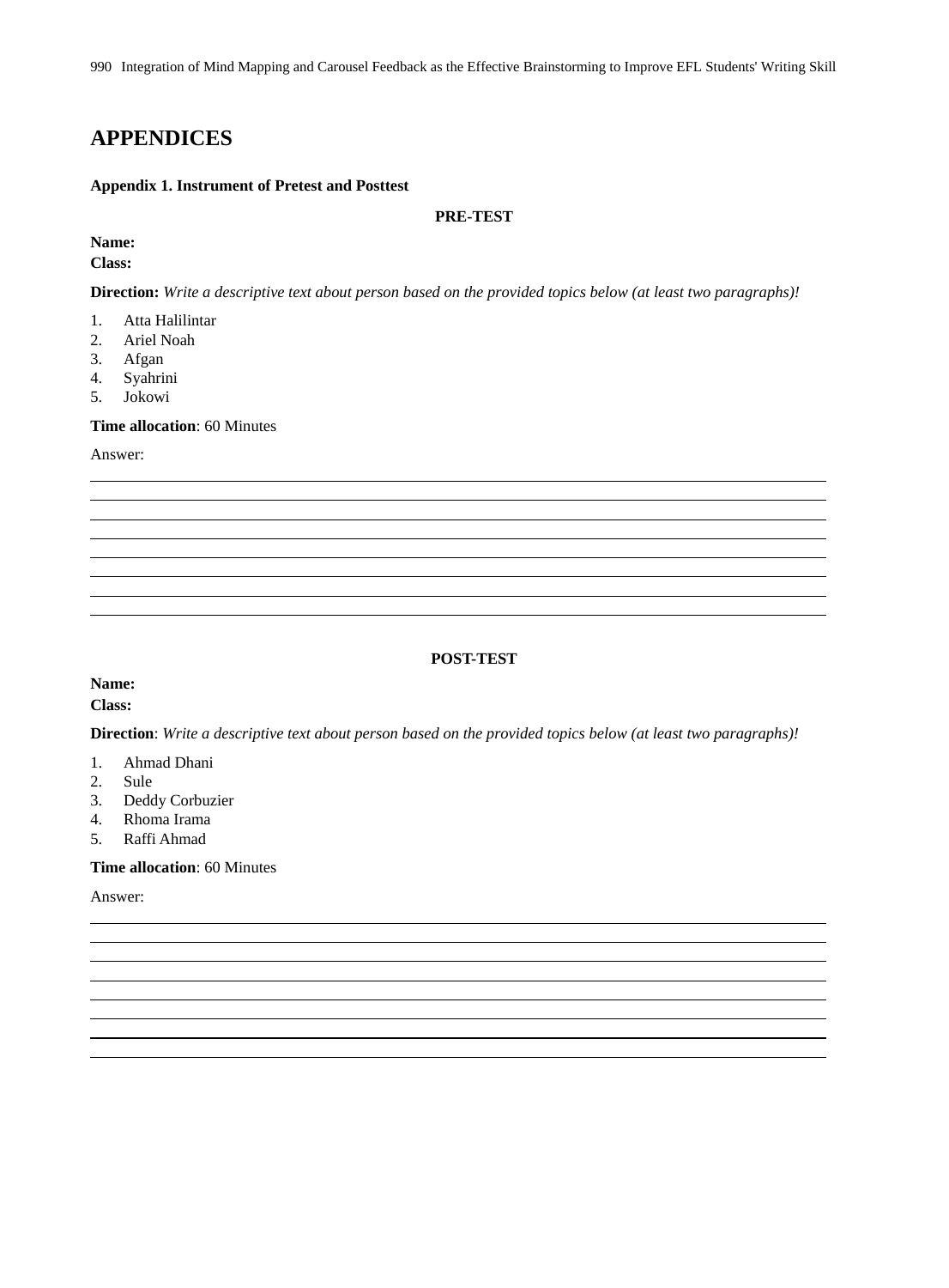# APPENDICES

**Appendix 1. Instrument of Pretest and Posttest**

**PRE-TEST**

**Name:**
**Class:**

**Direction:** *Write a descriptive text about person based on the provided topics below (at least two paragraphs)!*

1. Atta Halilintar
2. Ariel Noah
3. Afgan
4. Syahrini
5. Jokowi

**Time allocation**: 60 Minutes

Answer:

______________________________________________________________________________
______________________________________________________________________________
______________________________________________________________________________
______________________________________________________________________________
______________________________________________________________________________
______________________________________________________________________________
______________________________________________________________________________
______________________________________________________________________________

**POST-TEST**

**Name:**
**Class:**

**Direction**: *Write a descriptive text about person based on the provided topics below (at least two paragraphs)!*

1. Ahmad Dhani
2. Sule
3. Deddy Corbuzier
4. Rhoma Irama
5. Raffi Ahmad

**Time allocation**: 60 Minutes

Answer:

______________________________________________________________________________
______________________________________________________________________________
______________________________________________________________________________
______________________________________________________________________________
______________________________________________________________________________
______________________________________________________________________________
______________________________________________________________________________
______________________________________________________________________________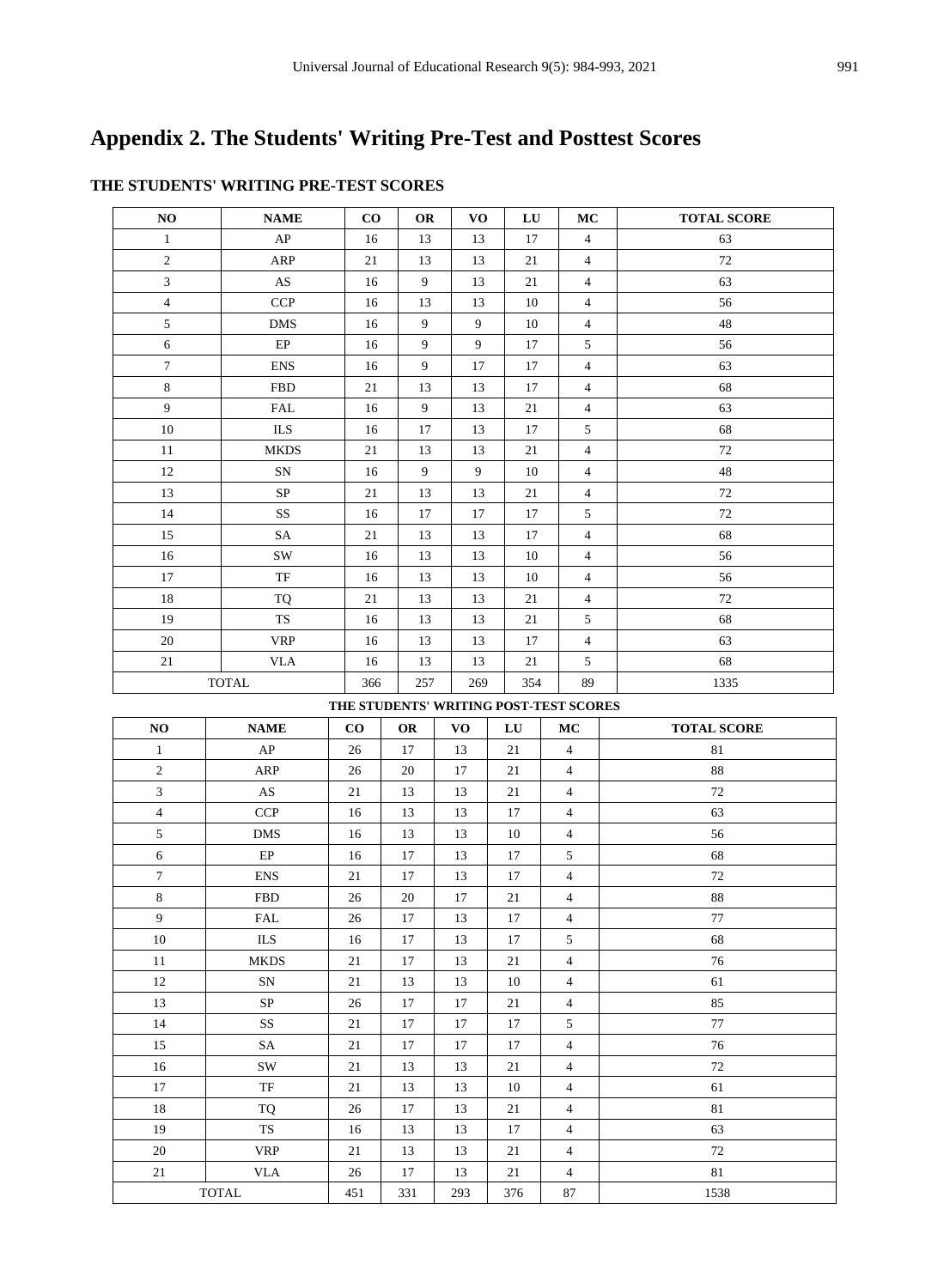# Appendix 2. The Students' Writing Pre-Test and Posttest Scores

**THE STUDENTS' WRITING PRE-TEST SCORES**

| NO | NAME | CO | OR | VO | LU | MC | TOTAL SCORE |
|---|---|---|---|---|---|---|---|
| 1 | AP | 16 | 13 | 13 | 17 | 4 | 63 |
| 2 | ARP | 21 | 13 | 13 | 21 | 4 | 72 |
| 3 | AS | 16 | 9 | 13 | 21 | 4 | 63 |
| 4 | CCP | 16 | 13 | 13 | 10 | 4 | 56 |
| 5 | DMS | 16 | 9 | 9 | 10 | 4 | 48 |
| 6 | EP | 16 | 9 | 9 | 17 | 5 | 56 |
| 7 | ENS | 16 | 9 | 17 | 17 | 4 | 63 |
| 8 | FBD | 21 | 13 | 13 | 17 | 4 | 68 |
| 9 | FAL | 16 | 9 | 13 | 21 | 4 | 63 |
| 10 | ILS | 16 | 17 | 13 | 17 | 5 | 68 |
| 11 | MKDS | 21 | 13 | 13 | 21 | 4 | 72 |
| 12 | SN | 16 | 9 | 9 | 10 | 4 | 48 |
| 13 | SP | 21 | 13 | 13 | 21 | 4 | 72 |
| 14 | SS | 16 | 17 | 17 | 17 | 5 | 72 |
| 15 | SA | 21 | 13 | 13 | 17 | 4 | 68 |
| 16 | SW | 16 | 13 | 13 | 10 | 4 | 56 |
| 17 | TF | 16 | 13 | 13 | 10 | 4 | 56 |
| 18 | TQ | 21 | 13 | 13 | 21 | 4 | 72 |
| 19 | TS | 16 | 13 | 13 | 21 | 5 | 68 |
| 20 | VRP | 16 | 13 | 13 | 17 | 4 | 63 |
| 21 | VLA | 16 | 13 | 13 | 21 | 5 | 68 |
| TOTAL | | 366 | 257 | 269 | 354 | 89 | 1335 |

**THE STUDENTS' WRITING POST-TEST SCORES**

| NO | NAME | CO | OR | VO | LU | MC | TOTAL SCORE |
|---|---|---|---|---|---|---|---|
| 1 | AP | 26 | 17 | 13 | 21 | 4 | 81 |
| 2 | ARP | 26 | 20 | 17 | 21 | 4 | 88 |
| 3 | AS | 21 | 13 | 13 | 21 | 4 | 72 |
| 4 | CCP | 16 | 13 | 13 | 17 | 4 | 63 |
| 5 | DMS | 16 | 13 | 13 | 10 | 4 | 56 |
| 6 | EP | 16 | 17 | 13 | 17 | 5 | 68 |
| 7 | ENS | 21 | 17 | 13 | 17 | 4 | 72 |
| 8 | FBD | 26 | 20 | 17 | 21 | 4 | 88 |
| 9 | FAL | 26 | 17 | 13 | 17 | 4 | 77 |
| 10 | ILS | 16 | 17 | 13 | 17 | 5 | 68 |
| 11 | MKDS | 21 | 17 | 13 | 21 | 4 | 76 |
| 12 | SN | 21 | 13 | 13 | 10 | 4 | 61 |
| 13 | SP | 26 | 17 | 17 | 21 | 4 | 85 |
| 14 | SS | 21 | 17 | 17 | 17 | 5 | 77 |
| 15 | SA | 21 | 17 | 17 | 17 | 4 | 76 |
| 16 | SW | 21 | 13 | 13 | 21 | 4 | 72 |
| 17 | TF | 21 | 13 | 13 | 10 | 4 | 61 |
| 18 | TQ | 26 | 17 | 13 | 21 | 4 | 81 |
| 19 | TS | 16 | 13 | 13 | 17 | 4 | 63 |
| 20 | VRP | 21 | 13 | 13 | 21 | 4 | 72 |
| 21 | VLA | 26 | 17 | 13 | 21 | 4 | 81 |
| TOTAL | | 451 | 331 | 293 | 376 | 87 | 1538 |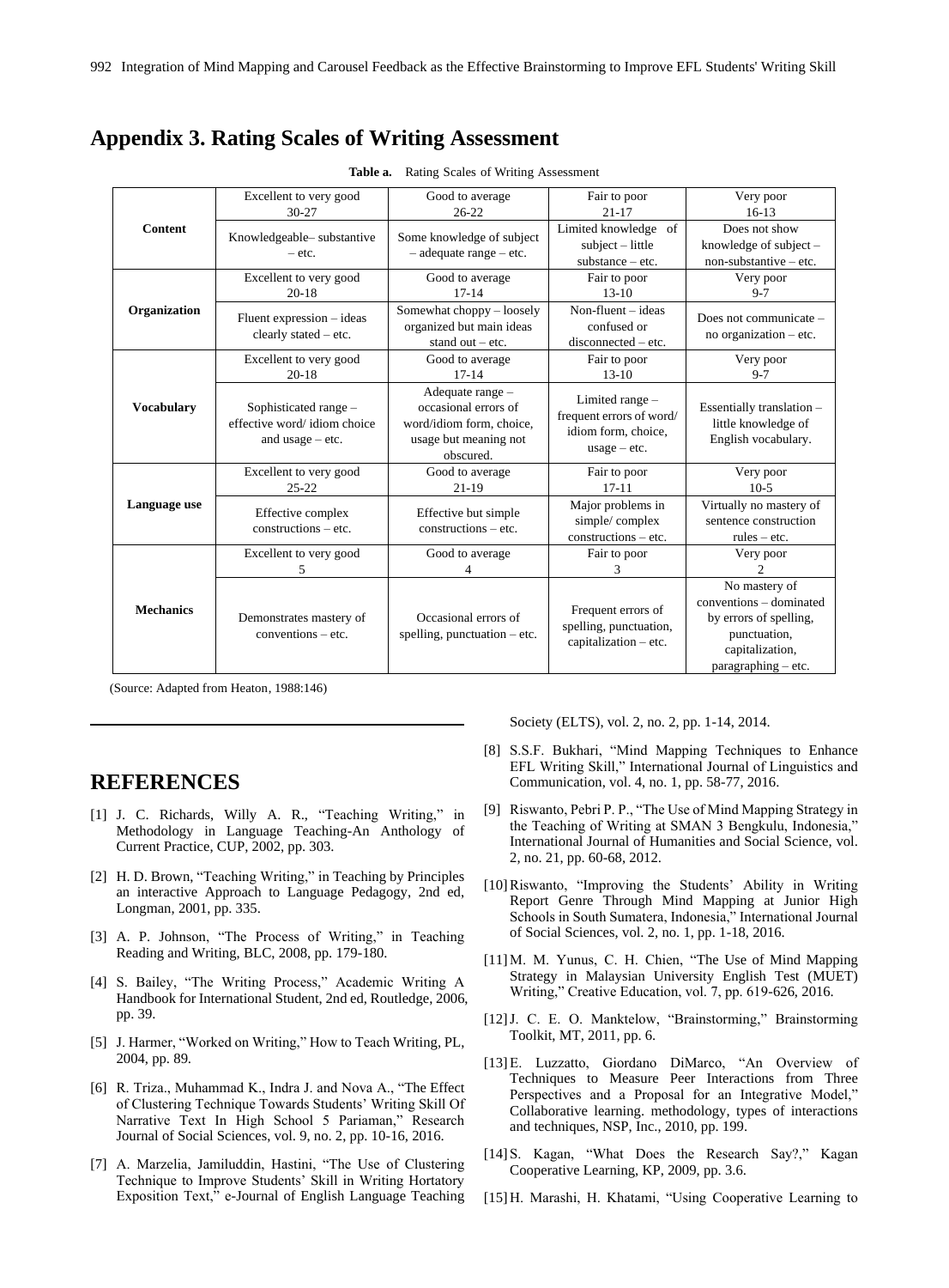## Appendix 3. Rating Scales of Writing Assessment

**Table a.** Rating Scales of Writing Assessment

| | | | | |
|---|---|---|---|---|
| **Content** | Excellent to very good 30-27 | Good to average 26-22 | Fair to poor 21-17 | Very poor 16-13 |
| | Knowledgeable– substantive – etc. | Some knowledge of subject – adequate range – etc. | Limited knowledge of subject – little substance – etc. | Does not show knowledge of subject – non-substantive – etc. |
| **Organization** | Excellent to very good 20-18 | Good to average 17-14 | Fair to poor 13-10 | Very poor 9-7 |
| | Fluent expression – ideas clearly stated – etc. | Somewhat choppy – loosely organized but main ideas stand out – etc. | Non-fluent – ideas confused or disconnected – etc. | Does not communicate – no organization – etc. |
| **Vocabulary** | Excellent to very good 20-18 | Good to average 17-14 | Fair to poor 13-10 | Very poor 9-7 |
| | Sophisticated range – effective word/ idiom choice and usage – etc. | Adequate range – occasional errors of word/idiom form, choice, usage but meaning not obscured. | Limited range – frequent errors of word/ idiom form, choice, usage – etc. | Essentially translation – little knowledge of English vocabulary. |
| **Language use** | Excellent to very good 25-22 | Good to average 21-19 | Fair to poor 17-11 | Very poor 10-5 |
| | Effective complex constructions – etc. | Effective but simple constructions – etc. | Major problems in simple/ complex constructions – etc. | Virtually no mastery of sentence construction rules – etc. |
| **Mechanics** | Excellent to very good 5 | Good to average 4 | Fair to poor 3 | Very poor 2 |
| | Demonstrates mastery of conventions – etc. | Occasional errors of spelling, punctuation – etc. | Frequent errors of spelling, punctuation, capitalization – etc. | No mastery of conventions – dominated by errors of spelling, punctuation, capitalization, paragraphing – etc. |

(Source: Adapted from Heaton, 1988:146)

## REFERENCES

[1] J. C. Richards, Willy A. R., "Teaching Writing," in Methodology in Language Teaching-An Anthology of Current Practice, CUP, 2002, pp. 303.

[2] H. D. Brown, "Teaching Writing," in Teaching by Principles an interactive Approach to Language Pedagogy, 2nd ed, Longman, 2001, pp. 335.

[3] A. P. Johnson, "The Process of Writing," in Teaching Reading and Writing, BLC, 2008, pp. 179-180.

[4] S. Bailey, "The Writing Process," Academic Writing A Handbook for International Student, 2nd ed, Routledge, 2006, pp. 39.

[5] J. Harmer, "Worked on Writing," How to Teach Writing, PL, 2004, pp. 89.

[6] R. Triza., Muhammad K., Indra J. and Nova A., "The Effect of Clustering Technique Towards Students' Writing Skill Of Narrative Text In High School 5 Pariaman," Research Journal of Social Sciences, vol. 9, no. 2, pp. 10-16, 2016.

[7] A. Marzelia, Jamiluddin, Hastini, "The Use of Clustering Technique to Improve Students' Skill in Writing Hortatory Exposition Text," e-Journal of English Language Teaching Society (ELTS), vol. 2, no. 2, pp. 1-14, 2014.

[8] S.S.F. Bukhari, "Mind Mapping Techniques to Enhance EFL Writing Skill," International Journal of Linguistics and Communication, vol. 4, no. 1, pp. 58-77, 2016.

[9] Riswanto, Pebri P. P., "The Use of Mind Mapping Strategy in the Teaching of Writing at SMAN 3 Bengkulu, Indonesia," International Journal of Humanities and Social Science, vol. 2, no. 21, pp. 60-68, 2012.

[10] Riswanto, "Improving the Students' Ability in Writing Report Genre Through Mind Mapping at Junior High Schools in South Sumatera, Indonesia," International Journal of Social Sciences, vol. 2, no. 1, pp. 1-18, 2016.

[11] M. M. Yunus, C. H. Chien, "The Use of Mind Mapping Strategy in Malaysian University English Test (MUET) Writing," Creative Education, vol. 7, pp. 619-626, 2016.

[12] J. C. E. O. Manktelow, "Brainstorming," Brainstorming Toolkit, MT, 2011, pp. 6.

[13] E. Luzzatto, Giordano DiMarco, "An Overview of Techniques to Measure Peer Interactions from Three Perspectives and a Proposal for an Integrative Model," Collaborative learning. methodology, types of interactions and techniques, NSP, Inc., 2010, pp. 199.

[14] S. Kagan, "What Does the Research Say?," Kagan Cooperative Learning, KP, 2009, pp. 3.6.

[15] H. Marashi, H. Khatami, "Using Cooperative Learning to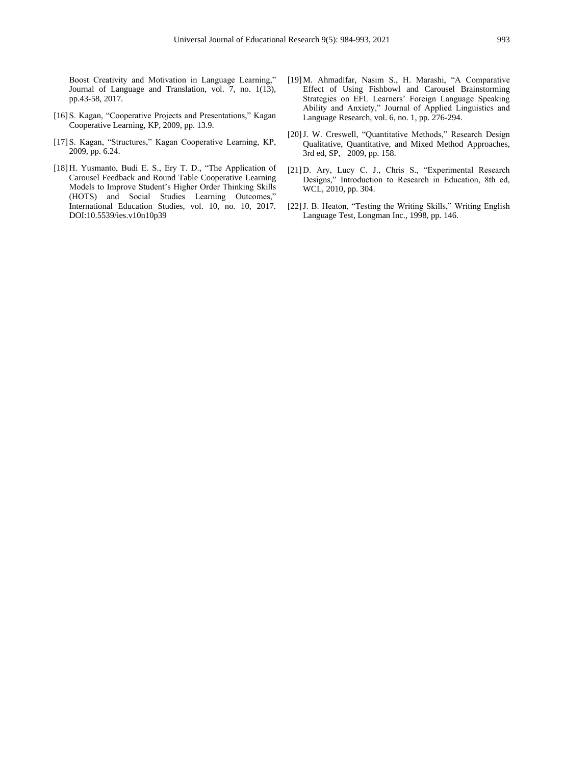Boost Creativity and Motivation in Language Learning," Journal of Language and Translation, vol. 7, no. 1(13), pp.43-58, 2017.

[16] S. Kagan, "Cooperative Projects and Presentations," Kagan Cooperative Learning, KP, 2009, pp. 13.9.

[17] S. Kagan, "Structures," Kagan Cooperative Learning, KP, 2009, pp. 6.24.

[18] H. Yusmanto, Budi E. S., Ery T. D., "The Application of Carousel Feedback and Round Table Cooperative Learning Models to Improve Student's Higher Order Thinking Skills (HOTS) and Social Studies Learning Outcomes," International Education Studies, vol. 10, no. 10, 2017. DOI:10.5539/ies.v10n10p39

[19] M. Ahmadifar, Nasim S., H. Marashi, "A Comparative Effect of Using Fishbowl and Carousel Brainstorming Strategies on EFL Learners' Foreign Language Speaking Ability and Anxiety," Journal of Applied Linguistics and Language Research, vol. 6, no. 1, pp. 276-294.

[20] J. W. Creswell, "Quantitative Methods," Research Design Qualitative, Quantitative, and Mixed Method Approaches, 3rd ed, SP, 2009, pp. 158.

[21] D. Ary, Lucy C. J., Chris S., "Experimental Research Designs," Introduction to Research in Education, 8th ed, WCL, 2010, pp. 304.

[22] J. B. Heaton, "Testing the Writing Skills," Writing English Language Test, Longman Inc., 1998, pp. 146.